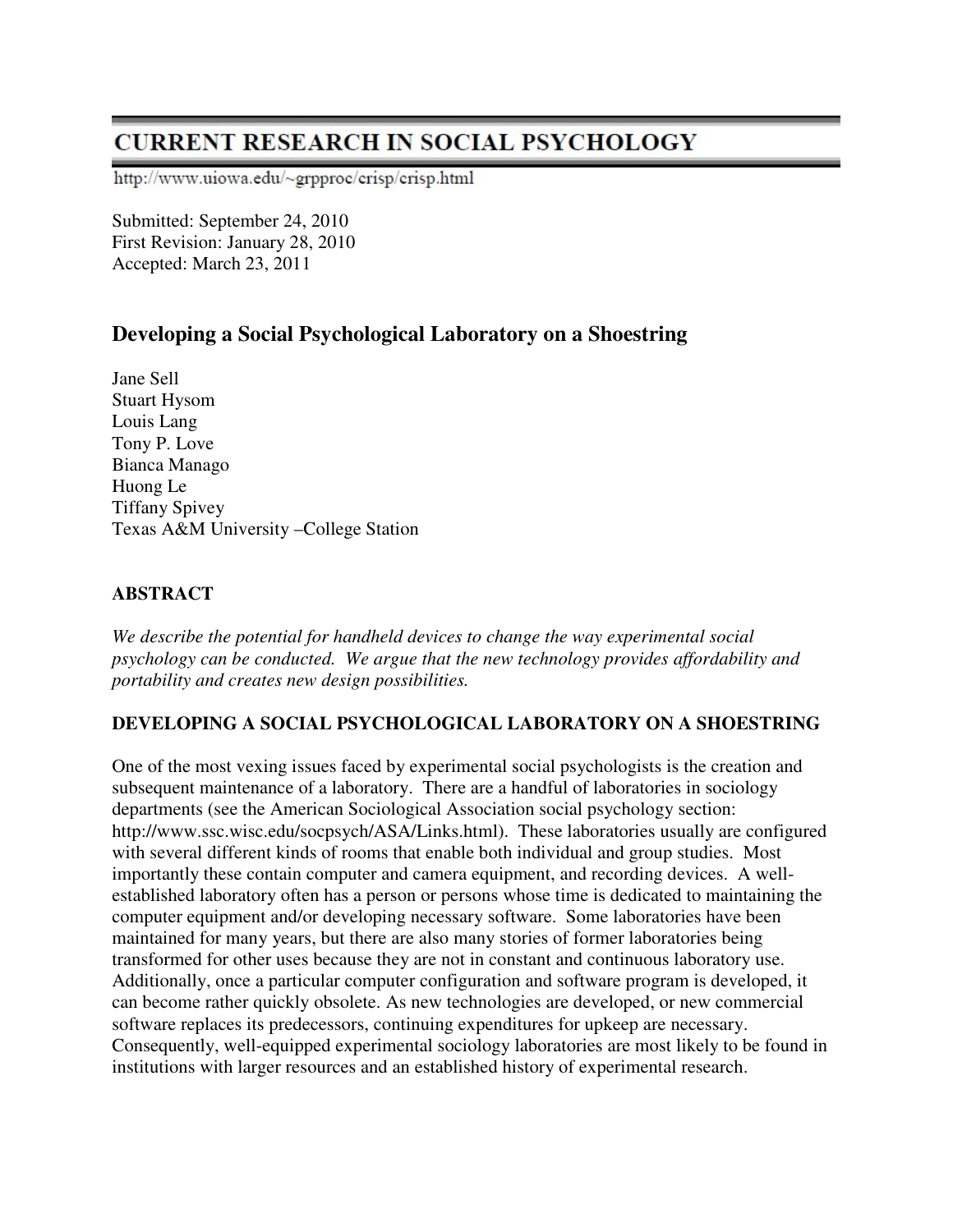# CURRENT RESEARCH IN SOCIAL PSYCHOLOGY

http://www.uiowa.edu/~grpproc/crisp/crisp.html

Submitted: September 24, 2010
First Revision: January 28, 2010
Accepted: March 23, 2011

## Developing a Social Psychological Laboratory on a Shoestring

Jane Sell
Stuart Hysom
Louis Lang
Tony P. Love
Bianca Manago
Huong Le
Tiffany Spivey
Texas A&M University –College Station

### ABSTRACT

*We describe the potential for handheld devices to change the way experimental social psychology can be conducted. We argue that the new technology provides affordability and portability and creates new design possibilities.*

### DEVELOPING A SOCIAL PSYCHOLOGICAL LABORATORY ON A SHOESTRING

One of the most vexing issues faced by experimental social psychologists is the creation and subsequent maintenance of a laboratory. There are a handful of laboratories in sociology departments (see the American Sociological Association social psychology section: http://www.ssc.wisc.edu/socpsych/ASA/Links.html). These laboratories usually are configured with several different kinds of rooms that enable both individual and group studies. Most importantly these contain computer and camera equipment, and recording devices. A well-established laboratory often has a person or persons whose time is dedicated to maintaining the computer equipment and/or developing necessary software. Some laboratories have been maintained for many years, but there are also many stories of former laboratories being transformed for other uses because they are not in constant and continuous laboratory use. Additionally, once a particular computer configuration and software program is developed, it can become rather quickly obsolete. As new technologies are developed, or new commercial software replaces its predecessors, continuing expenditures for upkeep are necessary. Consequently, well-equipped experimental sociology laboratories are most likely to be found in institutions with larger resources and an established history of experimental research.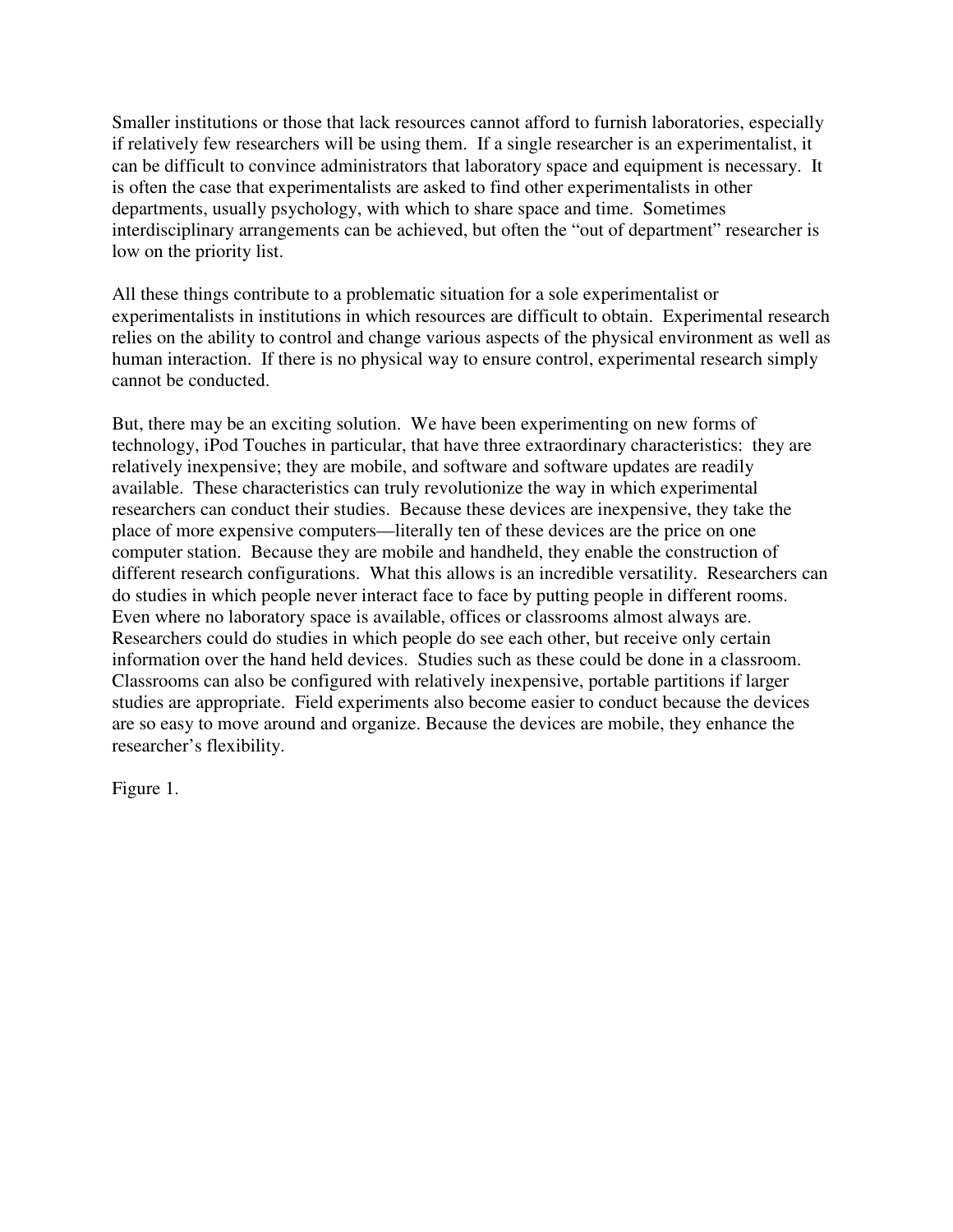Smaller institutions or those that lack resources cannot afford to furnish laboratories, especially if relatively few researchers will be using them. If a single researcher is an experimentalist, it can be difficult to convince administrators that laboratory space and equipment is necessary. It is often the case that experimentalists are asked to find other experimentalists in other departments, usually psychology, with which to share space and time. Sometimes interdisciplinary arrangements can be achieved, but often the "out of department" researcher is low on the priority list.

All these things contribute to a problematic situation for a sole experimentalist or experimentalists in institutions in which resources are difficult to obtain. Experimental research relies on the ability to control and change various aspects of the physical environment as well as human interaction. If there is no physical way to ensure control, experimental research simply cannot be conducted.

But, there may be an exciting solution. We have been experimenting on new forms of technology, iPod Touches in particular, that have three extraordinary characteristics: they are relatively inexpensive; they are mobile, and software and software updates are readily available. These characteristics can truly revolutionize the way in which experimental researchers can conduct their studies. Because these devices are inexpensive, they take the place of more expensive computers—literally ten of these devices are the price on one computer station. Because they are mobile and handheld, they enable the construction of different research configurations. What this allows is an incredible versatility. Researchers can do studies in which people never interact face to face by putting people in different rooms. Even where no laboratory space is available, offices or classrooms almost always are. Researchers could do studies in which people do see each other, but receive only certain information over the hand held devices. Studies such as these could be done in a classroom. Classrooms can also be configured with relatively inexpensive, portable partitions if larger studies are appropriate. Field experiments also become easier to conduct because the devices are so easy to move around and organize. Because the devices are mobile, they enhance the researcher's flexibility.

Figure 1.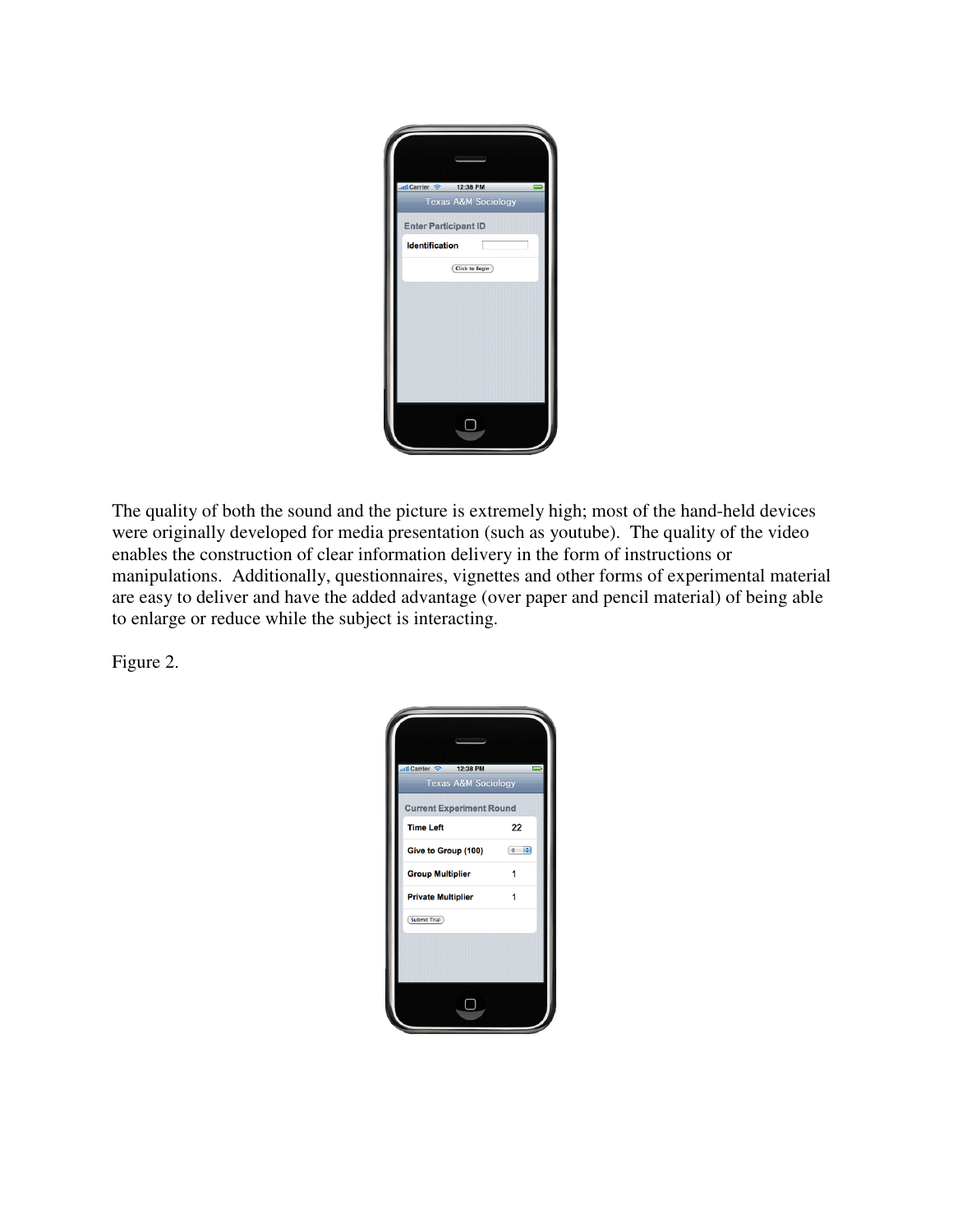The quality of both the sound and the picture is extremely high; most of the hand-held devices were originally developed for media presentation (such as youtube). The quality of the video enables the construction of clear information delivery in the form of instructions or manipulations. Additionally, questionnaires, vignettes and other forms of experimental material are easy to deliver and have the added advantage (over paper and pencil material) of being able to enlarge or reduce while the subject is interacting.

Figure 2.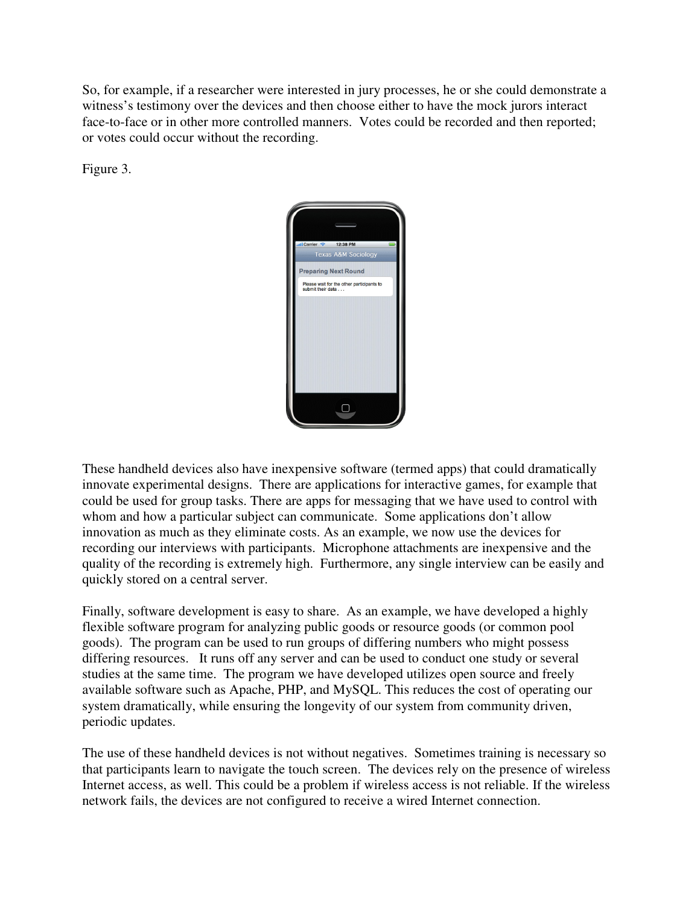So, for example, if a researcher were interested in jury processes, he or she could demonstrate a witness's testimony over the devices and then choose either to have the mock jurors interact face-to-face or in other more controlled manners. Votes could be recorded and then reported; or votes could occur without the recording.

Figure 3.

These handheld devices also have inexpensive software (termed apps) that could dramatically innovate experimental designs. There are applications for interactive games, for example that could be used for group tasks. There are apps for messaging that we have used to control with whom and how a particular subject can communicate. Some applications don't allow innovation as much as they eliminate costs. As an example, we now use the devices for recording our interviews with participants. Microphone attachments are inexpensive and the quality of the recording is extremely high. Furthermore, any single interview can be easily and quickly stored on a central server.

Finally, software development is easy to share. As an example, we have developed a highly flexible software program for analyzing public goods or resource goods (or common pool goods). The program can be used to run groups of differing numbers who might possess differing resources. It runs off any server and can be used to conduct one study or several studies at the same time. The program we have developed utilizes open source and freely available software such as Apache, PHP, and MySQL. This reduces the cost of operating our system dramatically, while ensuring the longevity of our system from community driven, periodic updates.

The use of these handheld devices is not without negatives. Sometimes training is necessary so that participants learn to navigate the touch screen. The devices rely on the presence of wireless Internet access, as well. This could be a problem if wireless access is not reliable. If the wireless network fails, the devices are not configured to receive a wired Internet connection.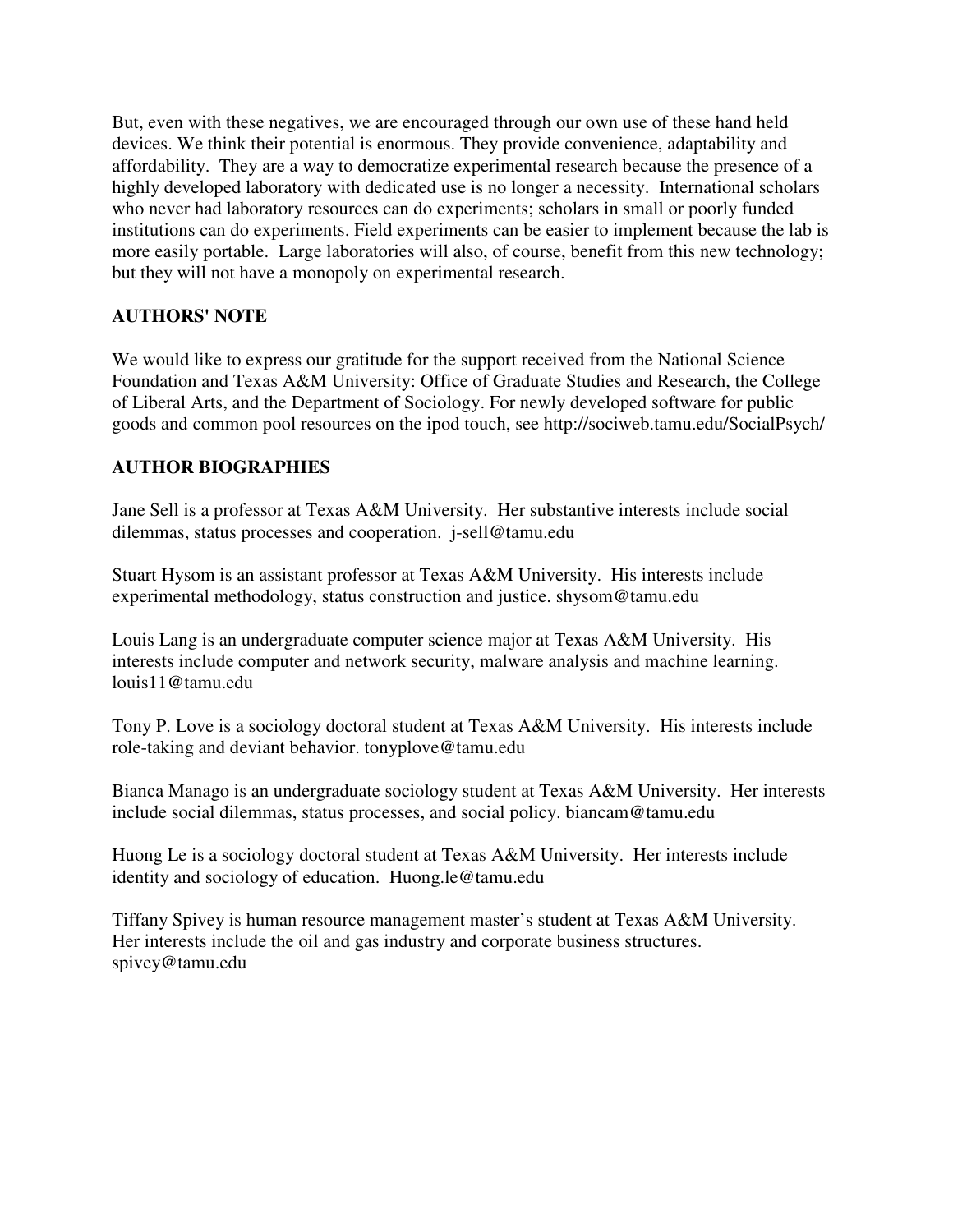But, even with these negatives, we are encouraged through our own use of these hand held devices. We think their potential is enormous. They provide convenience, adaptability and affordability. They are a way to democratize experimental research because the presence of a highly developed laboratory with dedicated use is no longer a necessity. International scholars who never had laboratory resources can do experiments; scholars in small or poorly funded institutions can do experiments. Field experiments can be easier to implement because the lab is more easily portable. Large laboratories will also, of course, benefit from this new technology; but they will not have a monopoly on experimental research.

## AUTHORS' NOTE

We would like to express our gratitude for the support received from the National Science Foundation and Texas A&M University: Office of Graduate Studies and Research, the College of Liberal Arts, and the Department of Sociology. For newly developed software for public goods and common pool resources on the ipod touch, see http://sociweb.tamu.edu/SocialPsych/

## AUTHOR BIOGRAPHIES

Jane Sell is a professor at Texas A&M University. Her substantive interests include social dilemmas, status processes and cooperation. j-sell@tamu.edu

Stuart Hysom is an assistant professor at Texas A&M University. His interests include experimental methodology, status construction and justice. shysom@tamu.edu

Louis Lang is an undergraduate computer science major at Texas A&M University. His interests include computer and network security, malware analysis and machine learning. louis11@tamu.edu

Tony P. Love is a sociology doctoral student at Texas A&M University. His interests include role-taking and deviant behavior. tonyplove@tamu.edu

Bianca Manago is an undergraduate sociology student at Texas A&M University. Her interests include social dilemmas, status processes, and social policy. biancam@tamu.edu

Huong Le is a sociology doctoral student at Texas A&M University. Her interests include identity and sociology of education. Huong.le@tamu.edu

Tiffany Spivey is human resource management master's student at Texas A&M University. Her interests include the oil and gas industry and corporate business structures. spivey@tamu.edu